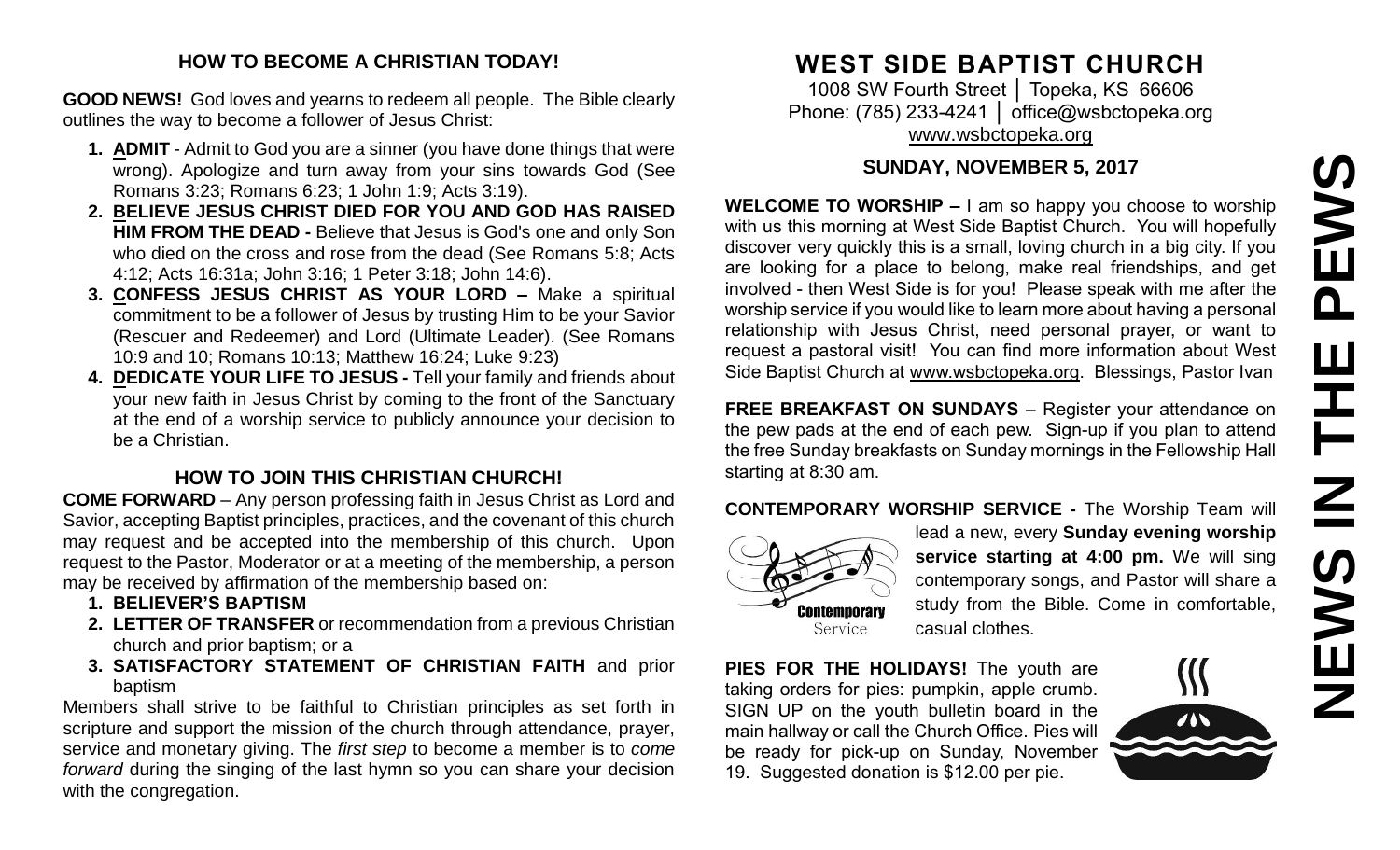## HOW TO BECOME A CHRISTIAN TODAY!

**GOOD NEWS!** God loves and yearns to redeem all people. The Bible clearly outlines the way to become a follower of Jesus Christ:

1. **ADMIT** - Admit to God you are a sinner (you have done things that were wrong). Apologize and turn away from your sins towards God (See Romans 3:23; Romans 6:23; 1 John 1:9; Acts 3:19).
2. **BELIEVE JESUS CHRIST DIED FOR YOU AND GOD HAS RAISED HIM FROM THE DEAD -** Believe that Jesus is God's one and only Son who died on the cross and rose from the dead (See Romans 5:8; Acts 4:12; Acts 16:31a; John 3:16; 1 Peter 3:18; John 14:6).
3. **CONFESS JESUS CHRIST AS YOUR LORD –** Make a spiritual commitment to be a follower of Jesus by trusting Him to be your Savior (Rescuer and Redeemer) and Lord (Ultimate Leader). (See Romans 10:9 and 10; Romans 10:13; Matthew 16:24; Luke 9:23)
4. **DEDICATE YOUR LIFE TO JESUS -** Tell your family and friends about your new faith in Jesus Christ by coming to the front of the Sanctuary at the end of a worship service to publicly announce your decision to be a Christian.

## HOW TO JOIN THIS CHRISTIAN CHURCH!

**COME FORWARD** – Any person professing faith in Jesus Christ as Lord and Savior, accepting Baptist principles, practices, and the covenant of this church may request and be accepted into the membership of this church. Upon request to the Pastor, Moderator or at a meeting of the membership, a person may be received by affirmation of the membership based on:

1. **BELIEVER'S BAPTISM**
2. **LETTER OF TRANSFER** or recommendation from a previous Christian church and prior baptism; or a
3. **SATISFACTORY STATEMENT OF CHRISTIAN FAITH** and prior baptism

Members shall strive to be faithful to Christian principles as set forth in scripture and support the mission of the church through attendance, prayer, service and monetary giving. The *first step* to become a member is to *come forward* during the singing of the last hymn so you can share your decision with the congregation.

# WEST SIDE BAPTIST CHURCH

1008 SW Fourth Street │ Topeka, KS 66606
Phone: (785) 233-4241 │ office@wsbctopeka.org
www.wsbctopeka.org

### SUNDAY, NOVEMBER 5, 2017

**WELCOME TO WORSHIP –** I am so happy you choose to worship with us this morning at West Side Baptist Church. You will hopefully discover very quickly this is a small, loving church in a big city. If you are looking for a place to belong, make real friendships, and get involved - then West Side is for you! Please speak with me after the worship service if you would like to learn more about having a personal relationship with Jesus Christ, need personal prayer, or want to request a pastoral visit! You can find more information about West Side Baptist Church at www.wsbctopeka.org. Blessings, Pastor Ivan

**FREE BREAKFAST ON SUNDAYS** – Register your attendance on the pew pads at the end of each pew. Sign-up if you plan to attend the free Sunday breakfasts on Sunday mornings in the Fellowship Hall starting at 8:30 am.

**CONTEMPORARY WORSHIP SERVICE -** The Worship Team will lead a new, every **Sunday evening worship service starting at 4:00 pm.** We will sing contemporary songs, and Pastor will share a study from the Bible. Come in comfortable, casual clothes.

**PIES FOR THE HOLIDAYS!** The youth are taking orders for pies: pumpkin, apple crumb. SIGN UP on the youth bulletin board in the main hallway or call the Church Office. Pies will be ready for pick-up on Sunday, November 19. Suggested donation is $12.00 per pie.

# NEWS IN THE PEWS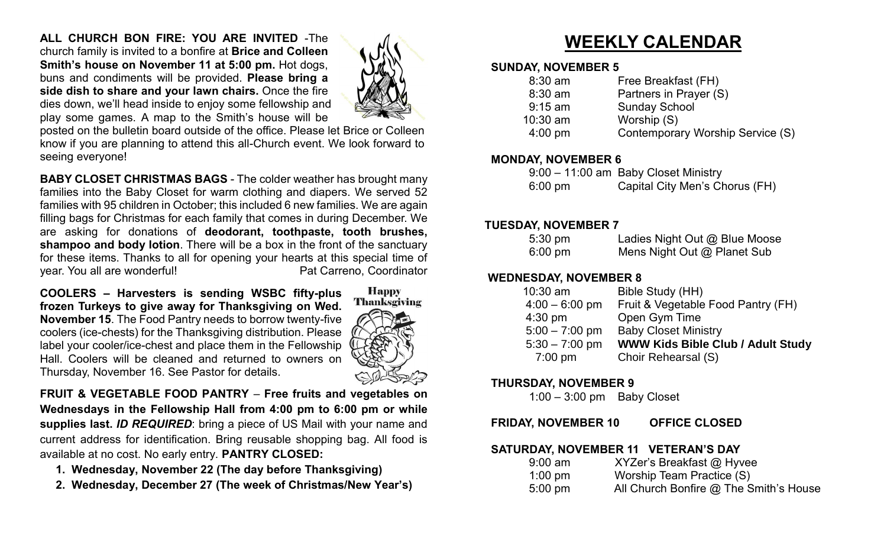**ALL CHURCH BON FIRE: YOU ARE INVITED** -The church family is invited to a bonfire at **Brice and Colleen Smith's house on November 11 at 5:00 pm.** Hot dogs, buns and condiments will be provided. **Please bring a side dish to share and your lawn chairs.** Once the fire dies down, we'll head inside to enjoy some fellowship and play some games. A map to the Smith's house will be posted on the bulletin board outside of the office. Please let Brice or Colleen know if you are planning to attend this all-Church event. We look forward to seeing everyone!

**BABY CLOSET CHRISTMAS BAGS** - The colder weather has brought many families into the Baby Closet for warm clothing and diapers. We served 52 families with 95 children in October; this included 6 new families. We are again filling bags for Christmas for each family that comes in during December. We are asking for donations of **deodorant, toothpaste, tooth brushes, shampoo and body lotion**. There will be a box in the front of the sanctuary for these items. Thanks to all for opening your hearts at this special time of year. You all are wonderful! Pat Carreno, Coordinator

**COOLERS – Harvesters is sending WSBC fifty-plus frozen Turkeys to give away for Thanksgiving on Wed. November 15**. The Food Pantry needs to borrow twenty-five coolers (ice-chests) for the Thanksgiving distribution. Please label your cooler/ice-chest and place them in the Fellowship Hall. Coolers will be cleaned and returned to owners on Thursday, November 16. See Pastor for details.

**FRUIT & VEGETABLE FOOD PANTRY** – **Free fruits and vegetables on Wednesdays in the Fellowship Hall from 4:00 pm to 6:00 pm or while supplies last.** ***ID REQUIRED***: bring a piece of US Mail with your name and current address for identification. Bring reusable shopping bag. All food is available at no cost. No early entry. **PANTRY CLOSED:**

1. **Wednesday, November 22 (The day before Thanksgiving)**
2. **Wednesday, December 27 (The week of Christmas/New Year's)**

# WEEKLY CALENDAR

**SUNDAY, NOVEMBER 5**

| | |
|---|---|
| 8:30 am | Free Breakfast (FH) |
| 8:30 am | Partners in Prayer (S) |
| 9:15 am | Sunday School |
| 10:30 am | Worship (S) |
| 4:00 pm | Contemporary Worship Service (S) |

**MONDAY, NOVEMBER 6**

| | |
|---|---|
| 9:00 – 11:00 am | Baby Closet Ministry |
| 6:00 pm | Capital City Men's Chorus (FH) |

**TUESDAY, NOVEMBER 7**

| | |
|---|---|
| 5:30 pm | Ladies Night Out @ Blue Moose |
| 6:00 pm | Mens Night Out @ Planet Sub |

**WEDNESDAY, NOVEMBER 8**

| | |
|---|---|
| 10:30 am | Bible Study (HH) |
| 4:00 – 6:00 pm | Fruit & Vegetable Food Pantry (FH) |
| 4:30 pm | Open Gym Time |
| 5:00 – 7:00 pm | Baby Closet Ministry |
| 5:30 – 7:00 pm | **WWW Kids Bible Club / Adult Study** |
| 7:00 pm | Choir Rehearsal (S) |

**THURSDAY, NOVEMBER 9**

| | |
|---|---|
| 1:00 – 3:00 pm | Baby Closet |

**FRIDAY, NOVEMBER 10 OFFICE CLOSED**

**SATURDAY, NOVEMBER 11 VETERAN'S DAY**

| | |
|---|---|
| 9:00 am | XYZer's Breakfast @ Hyvee |
| 1:00 pm | Worship Team Practice (S) |
| 5:00 pm | All Church Bonfire @ The Smith's House |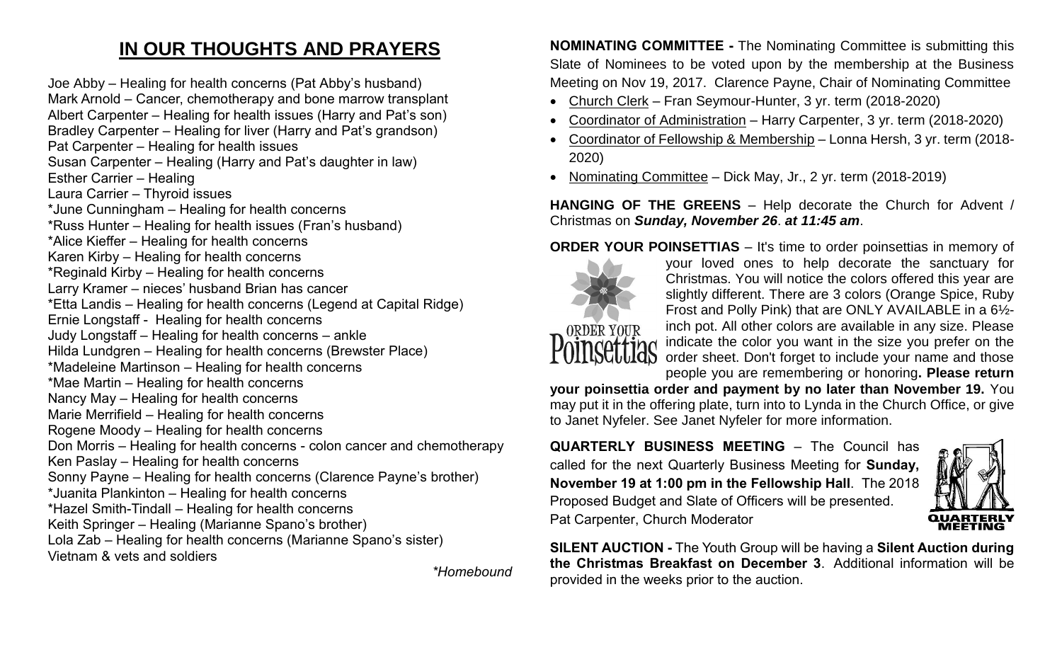# IN OUR THOUGHTS AND PRAYERS

Joe Abby – Healing for health concerns (Pat Abby's husband)
Mark Arnold – Cancer, chemotherapy and bone marrow transplant
Albert Carpenter – Healing for health issues (Harry and Pat's son)
Bradley Carpenter – Healing for liver (Harry and Pat's grandson)
Pat Carpenter – Healing for health issues
Susan Carpenter – Healing (Harry and Pat's daughter in law)
Esther Carrier – Healing
Laura Carrier – Thyroid issues
*June Cunningham – Healing for health concerns
*Russ Hunter – Healing for health issues (Fran's husband)
*Alice Kieffer – Healing for health concerns
Karen Kirby – Healing for health concerns
*Reginald Kirby – Healing for health concerns
Larry Kramer – nieces' husband Brian has cancer
*Etta Landis – Healing for health concerns (Legend at Capital Ridge)
Ernie Longstaff - Healing for health concerns
Judy Longstaff – Healing for health concerns – ankle
Hilda Lundgren – Healing for health concerns (Brewster Place)
*Madeleine Martinson – Healing for health concerns
*Mae Martin – Healing for health concerns
Nancy May – Healing for health concerns
Marie Merrifield – Healing for health concerns
Rogene Moody – Healing for health concerns
Don Morris – Healing for health concerns - colon cancer and chemotherapy
Ken Paslay – Healing for health concerns
Sonny Payne – Healing for health concerns (Clarence Payne's brother)
*Juanita Plankinton – Healing for health concerns
*Hazel Smith-Tindall – Healing for health concerns
Keith Springer – Healing (Marianne Spano's brother)
Lola Zab – Healing for health concerns (Marianne Spano's sister)
Vietnam & vets and soldiers

*\*Homebound*

**NOMINATING COMMITTEE -** The Nominating Committee is submitting this Slate of Nominees to be voted upon by the membership at the Business Meeting on Nov 19, 2017. Clarence Payne, Chair of Nominating Committee

- Church Clerk – Fran Seymour-Hunter, 3 yr. term (2018-2020)
- Coordinator of Administration – Harry Carpenter, 3 yr. term (2018-2020)
- Coordinator of Fellowship & Membership – Lonna Hersh, 3 yr. term (2018-2020)
- Nominating Committee – Dick May, Jr., 2 yr. term (2018-2019)

**HANGING OF THE GREENS** – Help decorate the Church for Advent / Christmas on ***Sunday, November 26*. *at 11:45 am***.

**ORDER YOUR POINSETTIAS** – It's time to order poinsettias in memory of your loved ones to help decorate the sanctuary for Christmas. You will notice the colors offered this year are slightly different. There are 3 colors (Orange Spice, Ruby Frost and Polly Pink) that are ONLY AVAILABLE in a 6½-inch pot. All other colors are available in any size. Please indicate the color you want in the size you prefer on the order sheet. Don't forget to include your name and those people you are remembering or honoring**. Please return your poinsettia order and payment by no later than November 19.** You may put it in the offering plate, turn into to Lynda in the Church Office, or give to Janet Nyfeler. See Janet Nyfeler for more information.

**QUARTERLY BUSINESS MEETING** – The Council has called for the next Quarterly Business Meeting for **Sunday, November 19 at 1:00 pm in the Fellowship Hall**. The 2018 Proposed Budget and Slate of Officers will be presented.
Pat Carpenter, Church Moderator

**SILENT AUCTION -** The Youth Group will be having a **Silent Auction during the Christmas Breakfast on December 3**. Additional information will be provided in the weeks prior to the auction.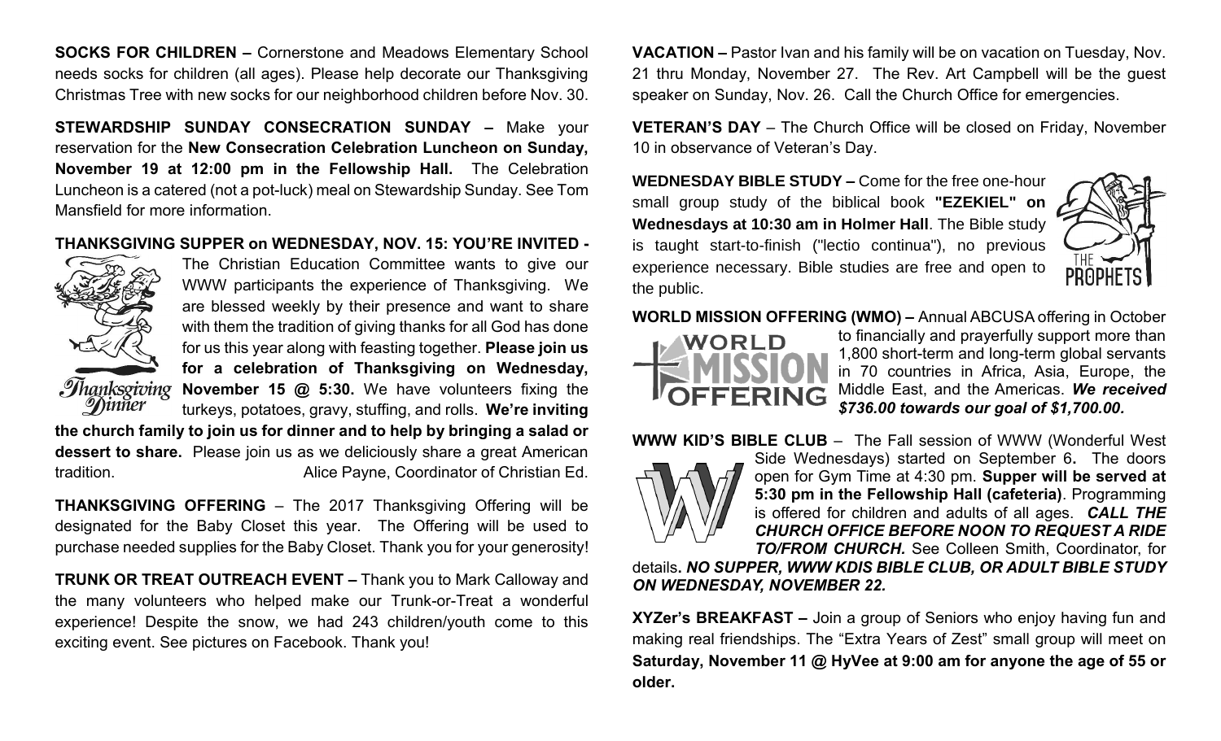**SOCKS FOR CHILDREN –** Cornerstone and Meadows Elementary School needs socks for children (all ages). Please help decorate our Thanksgiving Christmas Tree with new socks for our neighborhood children before Nov. 30.

**STEWARDSHIP SUNDAY CONSECRATION SUNDAY –** Make your reservation for the **New Consecration Celebration Luncheon on Sunday, November 19 at 12:00 pm in the Fellowship Hall.** The Celebration Luncheon is a catered (not a pot-luck) meal on Stewardship Sunday. See Tom Mansfield for more information.

**THANKSGIVING SUPPER on WEDNESDAY, NOV. 15: YOU'RE INVITED -** The Christian Education Committee wants to give our WWW participants the experience of Thanksgiving. We are blessed weekly by their presence and want to share with them the tradition of giving thanks for all God has done for us this year along with feasting together. **Please join us for a celebration of Thanksgiving on Wednesday, November 15 @ 5:30.** We have volunteers fixing the turkeys, potatoes, gravy, stuffing, and rolls. **We're inviting the church family to join us for dinner and to help by bringing a salad or dessert to share.** Please join us as we deliciously share a great American tradition. Alice Payne, Coordinator of Christian Ed.

**THANKSGIVING OFFERING** – The 2017 Thanksgiving Offering will be designated for the Baby Closet this year. The Offering will be used to purchase needed supplies for the Baby Closet. Thank you for your generosity!

**TRUNK OR TREAT OUTREACH EVENT –** Thank you to Mark Calloway and the many volunteers who helped make our Trunk-or-Treat a wonderful experience! Despite the snow, we had 243 children/youth come to this exciting event. See pictures on Facebook. Thank you!

**VACATION –** Pastor Ivan and his family will be on vacation on Tuesday, Nov. 21 thru Monday, November 27. The Rev. Art Campbell will be the guest speaker on Sunday, Nov. 26. Call the Church Office for emergencies.

**VETERAN'S DAY** – The Church Office will be closed on Friday, November 10 in observance of Veteran's Day.

**WEDNESDAY BIBLE STUDY –** Come for the free one-hour small group study of the biblical book **"EZEKIEL" on Wednesdays at 10:30 am in Holmer Hall**. The Bible study is taught start-to-finish ("lectio continua"), no previous experience necessary. Bible studies are free and open to the public.

**WORLD MISSION OFFERING (WMO) –** Annual ABCUSA offering in October to financially and prayerfully support more than 1,800 short-term and long-term global servants in 70 countries in Africa, Asia, Europe, the Middle East, and the Americas. ***We received $736.00 towards our goal of $1,700.00.***

**WWW KID'S BIBLE CLUB** – The Fall session of WWW (Wonderful West Side Wednesdays) started on September 6**.** The doors open for Gym Time at 4:30 pm. **Supper will be served at 5:30 pm in the Fellowship Hall (cafeteria)**. Programming is offered for children and adults of all ages. ***CALL THE CHURCH OFFICE BEFORE NOON TO REQUEST A RIDE TO/FROM CHURCH.*** See Colleen Smith, Coordinator, for details**.** ***NO SUPPER, WWW KDIS BIBLE CLUB, OR ADULT BIBLE STUDY ON WEDNESDAY, NOVEMBER 22.***

**XYZer's BREAKFAST –** Join a group of Seniors who enjoy having fun and making real friendships. The "Extra Years of Zest" small group will meet on **Saturday, November 11 @ HyVee at 9:00 am for anyone the age of 55 or older.**